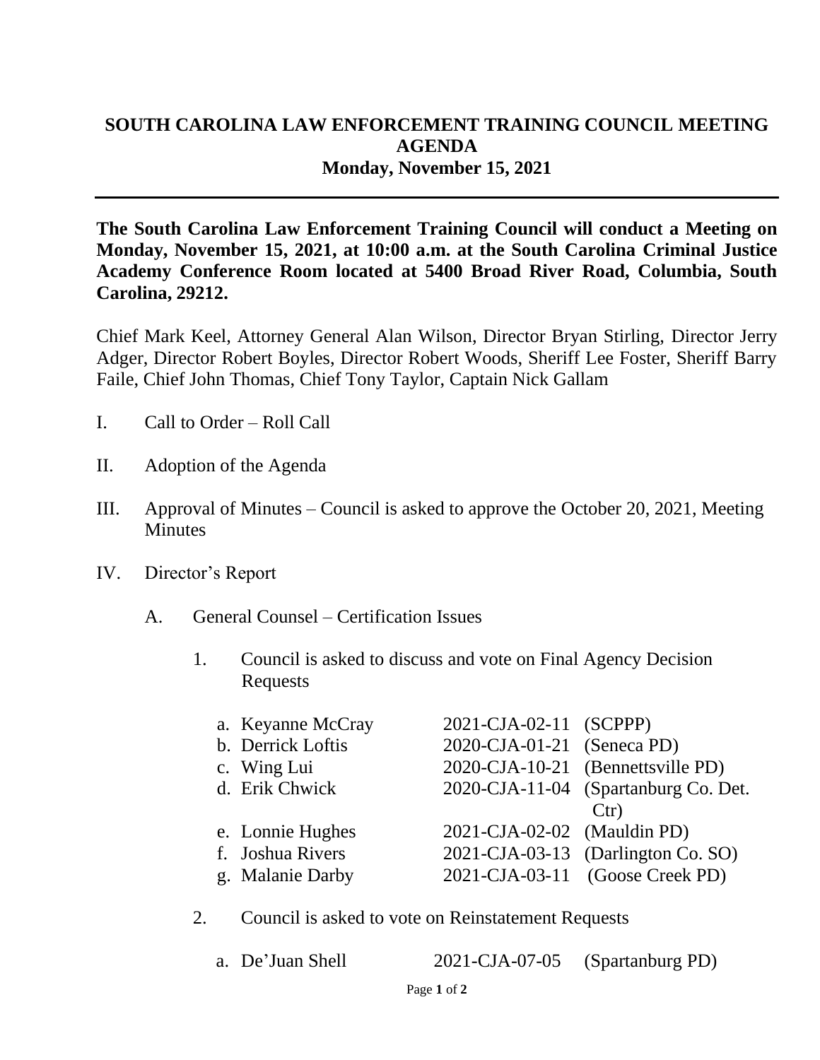# SOUTH CAROLINA LAW ENFORCEMENT TRAINING COUNCIL MEETING AGENDA
## Monday, November 15, 2021

---

**The South Carolina Law Enforcement Training Council will conduct a Meeting on Monday, November 15, 2021, at 10:00 a.m. at the South Carolina Criminal Justice Academy Conference Room located at 5400 Broad River Road, Columbia, South Carolina, 29212.**

Chief Mark Keel, Attorney General Alan Wilson, Director Bryan Stirling, Director Jerry Adger, Director Robert Boyles, Director Robert Woods, Sheriff Lee Foster, Sheriff Barry Faile, Chief John Thomas, Chief Tony Taylor, Captain Nick Gallam

I. Call to Order – Roll Call

II. Adoption of the Agenda

III. Approval of Minutes – Council is asked to approve the October 20, 2021, Meeting Minutes

IV. Director's Report

   A. General Counsel – Certification Issues

      1. Council is asked to discuss and vote on Final Agency Decision Requests

| | | |
|---|---|---|
| a. Keyanne McCray | 2021-CJA-02-11 | (SCPPP) |
| b. Derrick Loftis | 2020-CJA-01-21 | (Seneca PD) |
| c. Wing Lui | 2020-CJA-10-21 | (Bennettsville PD) |
| d. Erik Chwick | 2020-CJA-11-04 | (Spartanburg Co. Det. Ctr) |
| e. Lonnie Hughes | 2021-CJA-02-02 | (Mauldin PD) |
| f. Joshua Rivers | 2021-CJA-03-13 | (Darlington Co. SO) |
| g. Malanie Darby | 2021-CJA-03-11 | (Goose Creek PD) |

      2. Council is asked to vote on Reinstatement Requests

| | | |
|---|---|---|
| a. De'Juan Shell | 2021-CJA-07-05 | (Spartanburg PD) |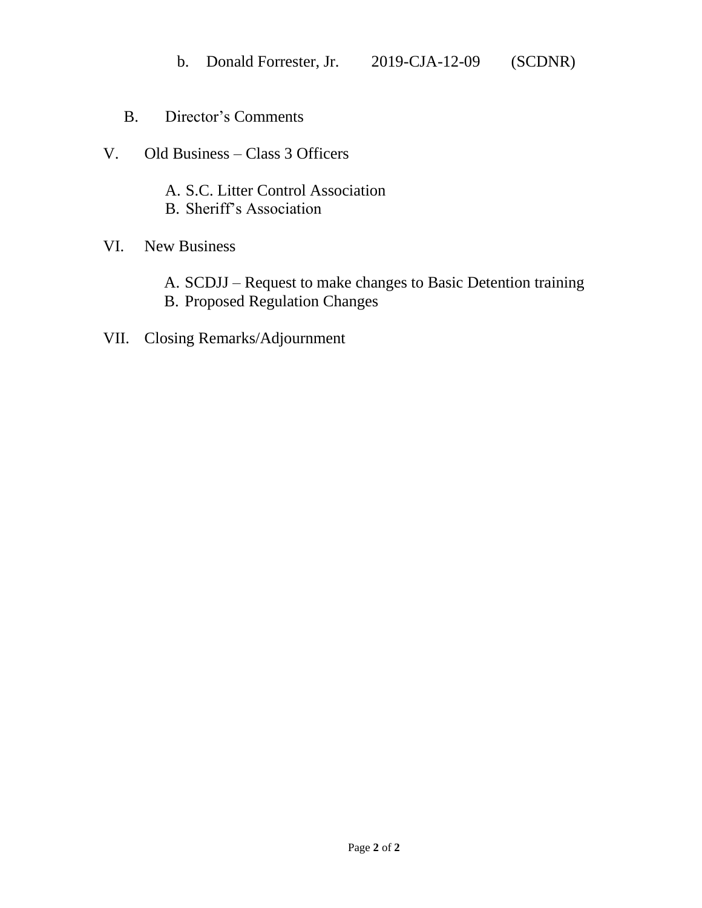b. Donald Forrester, Jr. 2019-CJA-12-09 (SCDNR)

B. Director's Comments

V. Old Business – Class 3 Officers

A. S.C. Litter Control Association
B. Sheriff's Association

VI. New Business

A. SCDJJ – Request to make changes to Basic Detention training
B. Proposed Regulation Changes

VII. Closing Remarks/Adjournment